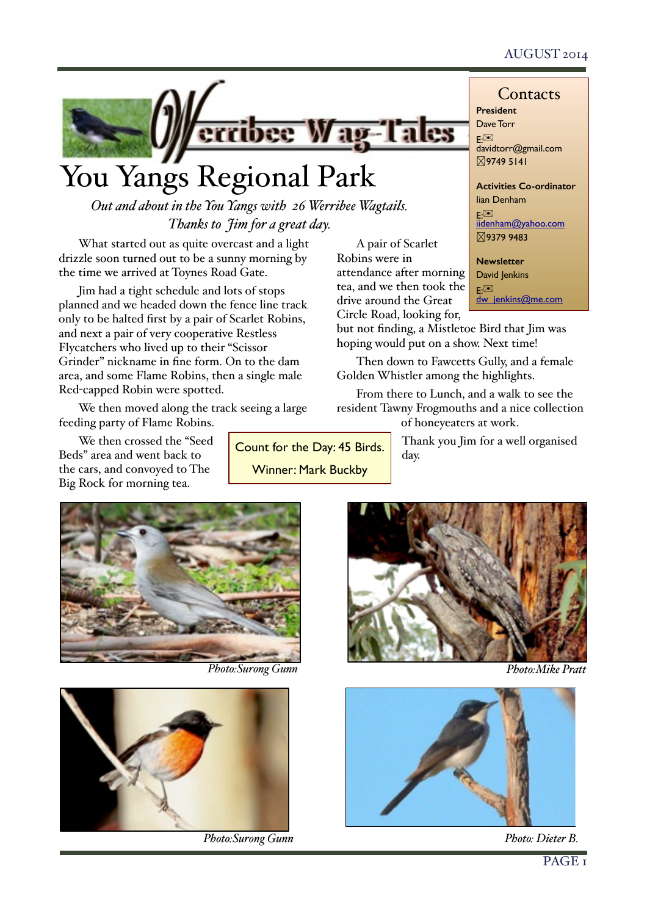# You Yangs Regional Park

*Out and about in the You Yangs with 26 Werribee Wagtails.*
*Thanks to Jim for a great day.*

What started out as quite overcast and a light drizzle soon turned out to be a sunny morning by the time we arrived at Toynes Road Gate.

Jim had a tight schedule and lots of stops planned and we headed down the fence line track only to be halted first by a pair of Scarlet Robins, and next a pair of very cooperative Restless Flycatchers who lived up to their "Scissor Grinder" nickname in fine form. On to the dam area, and some Flame Robins, then a single male Red-capped Robin were spotted.

We then moved along the track seeing a large feeding party of Flame Robins.

We then crossed the "Seed Beds" area and went back to the cars, and convoyed to The Big Rock for morning tea.

A pair of Scarlet Robins were in attendance after morning tea, and we then took the drive around the Great Circle Road, looking for, but not finding, a Mistletoe Bird that Jim was hoping would put on a show. Next time!

Then down to Fawcetts Gully, and a female Golden Whistler among the highlights.

From there to Lunch, and a walk to see the resident Tawny Frogmouths and a nice collection of honeyeaters at work.

Thank you Jim for a well organised day.

> Count for the Day: 45 Birds.
> Winner: Mark Buckby

## Contacts

**President**
Dave Torr
E: davidtorr@gmail.com
9749 5141

**Activities Co-ordinator**
Ian Denham
E: iidenham@yahoo.com
9379 9483

**Newsletter**
David Jenkins
E: dw_jenkins@me.com

*Photo:Surong Gunn*

*Photo:Mike Pratt*

*Photo:Surong Gunn*

*Photo: Dieter B.*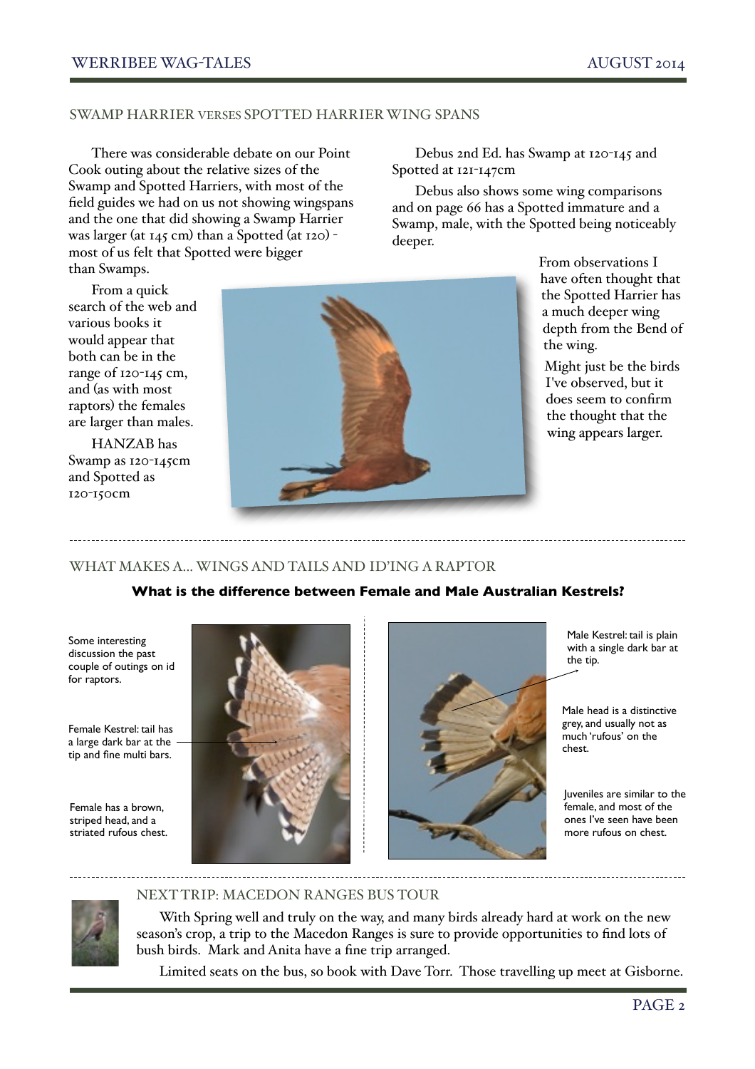## SWAMP HARRIER VERSES SPOTTED HARRIER WING SPANS

There was considerable debate on our Point Cook outing about the relative sizes of the Swamp and Spotted Harriers, with most of the field guides we had on us not showing wingspans and the one that did showing a Swamp Harrier was larger (at 145 cm) than a Spotted (at 120) - most of us felt that Spotted were bigger than Swamps.

From a quick search of the web and various books it would appear that both can be in the range of 120-145 cm, and (as with most raptors) the females are larger than males.

HANZAB has Swamp as 120-145cm and Spotted as 120-150cm

Debus 2nd Ed. has Swamp at 120-145 and Spotted at 121-147cm

Debus also shows some wing comparisons and on page 66 has a Spotted immature and a Swamp, male, with the Spotted being noticeably deeper.

From observations I have often thought that the Spotted Harrier has a much deeper wing depth from the Bend of the wing.

Might just be the birds I've observed, but it does seem to confirm the thought that the wing appears larger.

## WHAT MAKES A... WINGS AND TAILS AND ID'ING A RAPTOR

**What is the difference between Female and Male Australian Kestrels?**

Some interesting discussion the past couple of outings on id for raptors.

Female Kestrel: tail has a large dark bar at the tip and fine multi bars.

Female has a brown, striped head, and a striated rufous chest.

Male Kestrel: tail is plain with a single dark bar at the tip.

Male head is a distinctive grey, and usually not as much 'rufous' on the chest.

Juveniles are similar to the female, and most of the ones I've seen have been more rufous on chest.

## NEXT TRIP: MACEDON RANGES BUS TOUR

With Spring well and truly on the way, and many birds already hard at work on the new season's crop, a trip to the Macedon Ranges is sure to provide opportunities to find lots of bush birds. Mark and Anita have a fine trip arranged.

Limited seats on the bus, so book with Dave Torr. Those travelling up meet at Gisborne.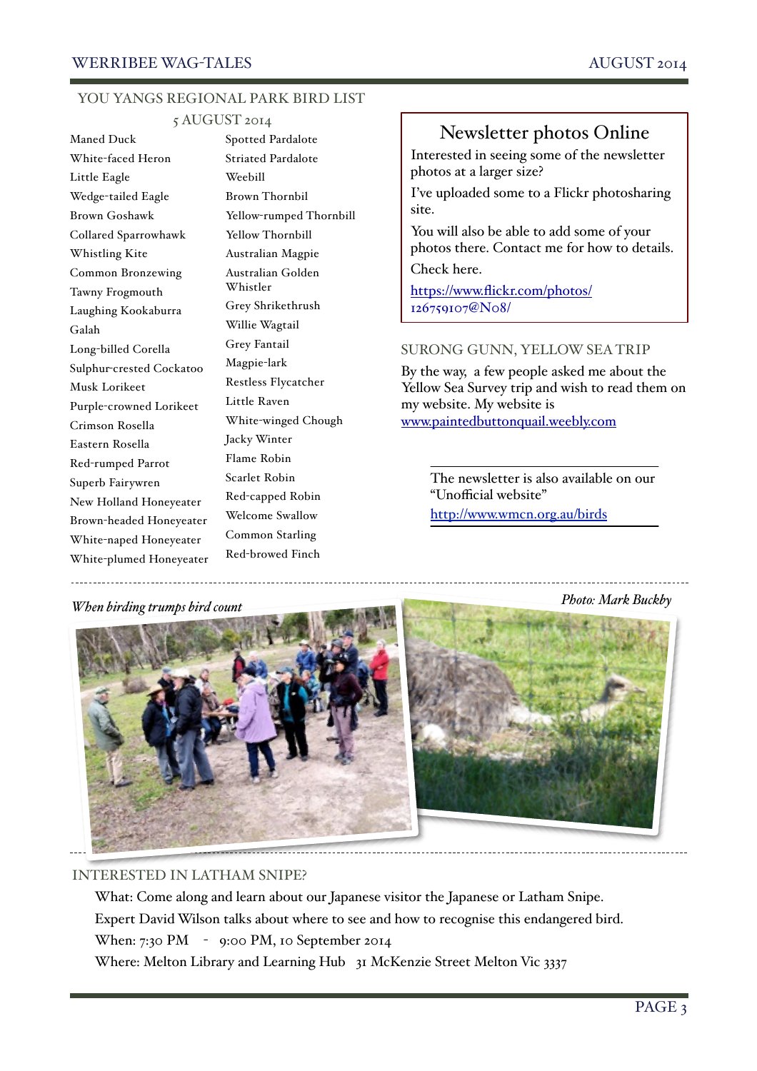## YOU YANGS REGIONAL PARK BIRD LIST

5 AUGUST 2014

- Maned Duck
- White-faced Heron
- Little Eagle
- Wedge-tailed Eagle
- Brown Goshawk
- Collared Sparrowhawk
- Whistling Kite
- Common Bronzewing
- Tawny Frogmouth
- Laughing Kookaburra
- Galah
- Long-billed Corella
- Sulphur-crested Cockatoo
- Musk Lorikeet
- Purple-crowned Lorikeet
- Crimson Rosella
- Eastern Rosella
- Red-rumped Parrot
- Superb Fairywren
- New Holland Honeyeater
- Brown-headed Honeyeater
- White-naped Honeyeater
- White-plumed Honeyeater
- Spotted Pardalote
- Striated Pardalote
- Weebill
- Brown Thornbil
- Yellow-rumped Thornbill
- Yellow Thornbill
- Australian Magpie
- Australian Golden Whistler
- Grey Shrikethrush
- Willie Wagtail
- Grey Fantail
- Magpie-lark
- Restless Flycatcher
- Little Raven
- White-winged Chough
- Jacky Winter
- Flame Robin
- Scarlet Robin
- Red-capped Robin
- Welcome Swallow
- Common Starling
- Red-browed Finch

## Newsletter photos Online

Interested in seeing some of the newsletter photos at a larger size?

I've uploaded some to a Flickr photosharing site.

You will also be able to add some of your photos there. Contact me for how to details.

Check here.

https://www.flickr.com/photos/126759107@N08/

## SURONG GUNN, YELLOW SEA TRIP

By the way, a few people asked me about the Yellow Sea Survey trip and wish to read them on my website. My website is www.paintedbuttonquail.weebly.com

The newsletter is also available on our "Unofficial website"

http://www.wmcn.org.au/birds

*When birding trumps bird count*

*Photo: Mark Buckby*

## INTERESTED IN LATHAM SNIPE?

What: Come along and learn about our Japanese visitor the Japanese or Latham Snipe.

Expert David Wilson talks about where to see and how to recognise this endangered bird.

When: 7:30 PM - 9:00 PM, 10 September 2014

Where: Melton Library and Learning Hub 31 McKenzie Street Melton Vic 3337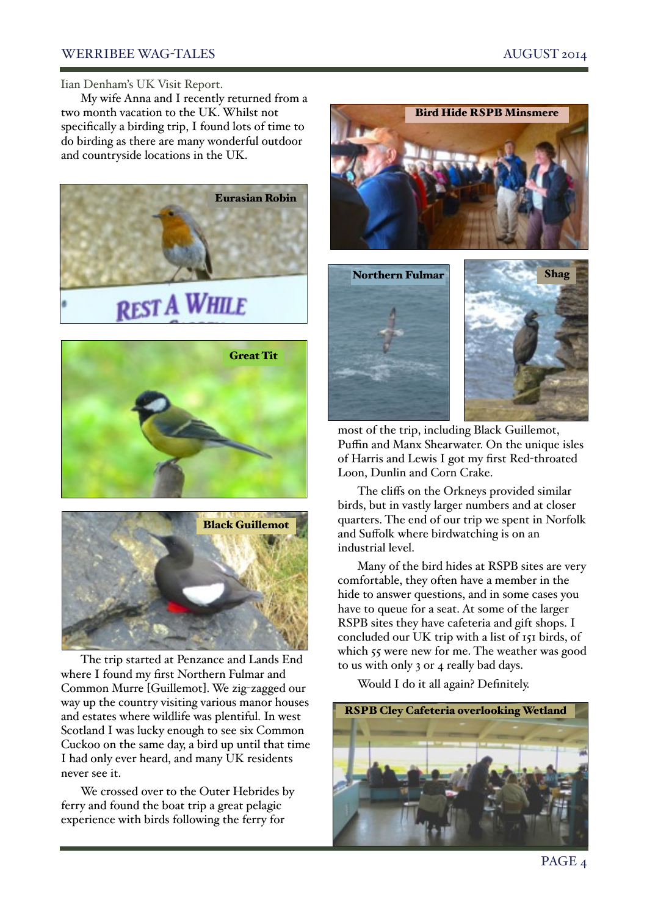## Iian Denham's UK Visit Report.

My wife Anna and I recently returned from a two month vacation to the UK. Whilst not specifically a birding trip, I found lots of time to do birding as there are many wonderful outdoor and countryside locations in the UK.

Eurasian Robin

Great Tit

Black Guillemot

The trip started at Penzance and Lands End where I found my first Northern Fulmar and Common Murre [Guillemot]. We zig-zagged our way up the country visiting various manor houses and estates where wildlife was plentiful. In west Scotland I was lucky enough to see six Common Cuckoo on the same day, a bird up until that time I had only ever heard, and many UK residents never see it.

We crossed over to the Outer Hebrides by ferry and found the boat trip a great pelagic experience with birds following the ferry for most of the trip, including Black Guillemot, Puffin and Manx Shearwater. On the unique isles of Harris and Lewis I got my first Red-throated Loon, Dunlin and Corn Crake.

Bird Hide RSPB Minsmere

Northern Fulmar

Shag

The cliffs on the Orkneys provided similar birds, but in vastly larger numbers and at closer quarters. The end of our trip we spent in Norfolk and Suffolk where birdwatching is on an industrial level.

Many of the bird hides at RSPB sites are very comfortable, they often have a member in the hide to answer questions, and in some cases you have to queue for a seat. At some of the larger RSPB sites they have cafeteria and gift shops. I concluded our UK trip with a list of 151 birds, of which 55 were new for me. The weather was good to us with only 3 or 4 really bad days.

Would I do it all again? Definitely.

RSPB Cley Cafeteria overlooking Wetland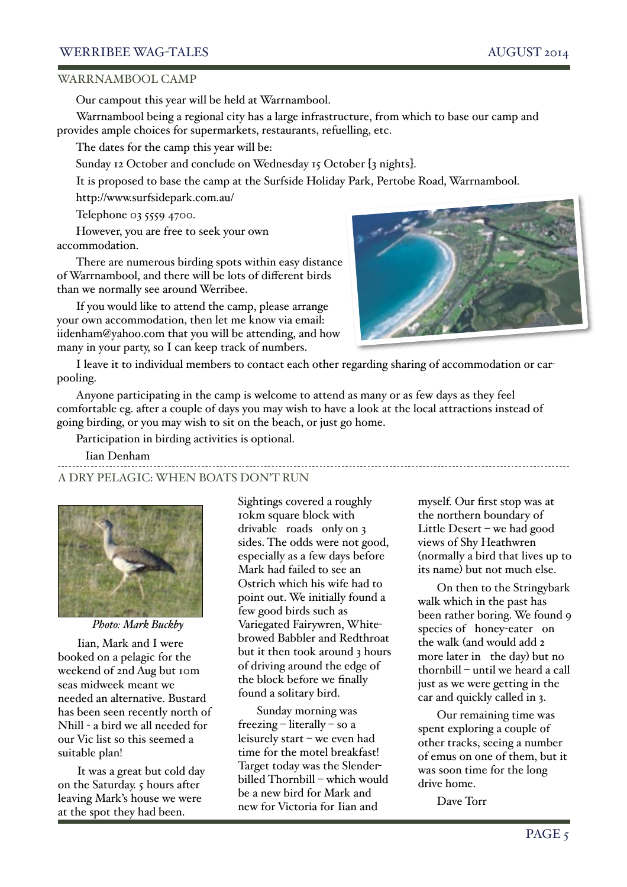## WARRNAMBOOL CAMP

Our campout this year will be held at Warrnambool.

Warrnambool being a regional city has a large infrastructure, from which to base our camp and provides ample choices for supermarkets, restaurants, refuelling, etc.

The dates for the camp this year will be:

Sunday 12 October and conclude on Wednesday 15 October [3 nights].

It is proposed to base the camp at the Surfside Holiday Park, Pertobe Road, Warrnambool.

http://www.surfsidepark.com.au/

Telephone 03 5559 4700.

However, you are free to seek your own accommodation.

There are numerous birding spots within easy distance of Warrnambool, and there will be lots of different birds than we normally see around Werribee.

If you would like to attend the camp, please arrange your own accommodation, then let me know via email: iidenham@yahoo.com that you will be attending, and how many in your party, so I can keep track of numbers.

I leave it to individual members to contact each other regarding sharing of accommodation or car-pooling.

Anyone participating in the camp is welcome to attend as many or as few days as they feel comfortable eg. after a couple of days you may wish to have a look at the local attractions instead of going birding, or you may wish to sit on the beach, or just go home.

Participation in birding activities is optional.

Iian Denham

## A DRY PELAGIC: WHEN BOATS DON'T RUN

*Photo: Mark Buckby*

Iian, Mark and I were booked on a pelagic for the weekend of 2nd Aug but 10m seas midweek meant we needed an alternative. Bustard has been seen recently north of Nhill - a bird we all needed for our Vic list so this seemed a suitable plan!

It was a great but cold day on the Saturday. 5 hours after leaving Mark's house we were at the spot they had been. Sightings covered a roughly 10km square block with drivable roads only on 3 sides. The odds were not good, especially as a few days before Mark had failed to see an Ostrich which his wife had to point out. We initially found a few good birds such as Variegated Fairywren, White-browed Babbler and Redthroat but it then took around 3 hours of driving around the edge of the block before we finally found a solitary bird.

Sunday morning was freezing – literally – so a leisurely start – we even had time for the motel breakfast! Target today was the Slender-billed Thornbill – which would be a new bird for Mark and new for Victoria for Iian and myself. Our first stop was at the northern boundary of Little Desert – we had good views of Shy Heathwren (normally a bird that lives up to its name) but not much else.

On then to the Stringybark walk which in the past has been rather boring. We found 9 species of honey-eater on the walk (and would add 2 more later in the day) but no thornbill – until we heard a call just as we were getting in the car and quickly called in 3.

Our remaining time was spent exploring a couple of other tracks, seeing a number of emus on one of them, but it was soon time for the long drive home.

Dave Torr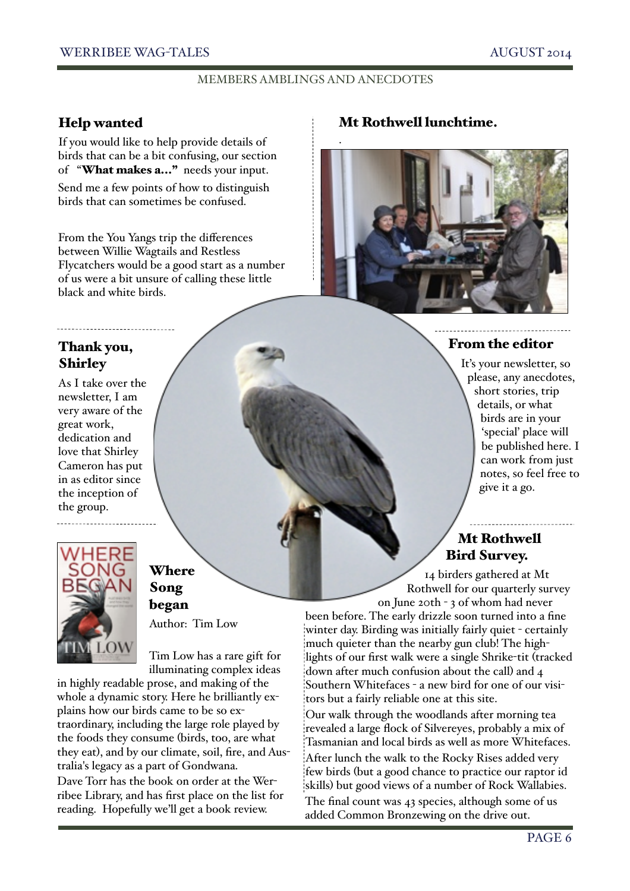MEMBERS AMBLINGS AND ANECDOTES

## Help wanted

If you would like to help provide details of birds that can be a bit confusing, our section of "**What makes a...**" needs your input.

Send me a few points of how to distinguish birds that can sometimes be confused.

From the You Yangs trip the differences between Willie Wagtails and Restless Flycatchers would be a good start as a number of us were a bit unsure of calling these little black and white birds.

## Mt Rothwell lunchtime.

.

## Thank you, Shirley

As I take over the newsletter, I am very aware of the great work, dedication and love that Shirley Cameron has put in as editor since the inception of the group.

## From the editor

It's your newsletter, so please, any anecdotes, short stories, trip details, or what birds are in your 'special' place will be published here. I can work from just notes, so feel free to give it a go.

## Where Song began

Author: Tim Low

Tim Low has a rare gift for illuminating complex ideas in highly readable prose, and making of the whole a dynamic story. Here he brilliantly explains how our birds came to be so extraordinary, including the large role played by the foods they consume (birds, too, are what they eat), and by our climate, soil, fire, and Australia's legacy as a part of Gondwana.

Dave Torr has the book on order at the Werribee Library, and has first place on the list for reading. Hopefully we'll get a book review.

## Mt Rothwell Bird Survey.

14 birders gathered at Mt Rothwell for our quarterly survey on June 20th - 3 of whom had never been before. The early drizzle soon turned into a fine winter day. Birding was initially fairly quiet - certainly much quieter than the nearby gun club! The highlights of our first walk were a single Shrike-tit (tracked down after much confusion about the call) and 4 Southern Whitefaces - a new bird for one of our visitors but a fairly reliable one at this site.

Our walk through the woodlands after morning tea revealed a large flock of Silvereyes, probably a mix of Tasmanian and local birds as well as more Whitefaces.

After lunch the walk to the Rocky Rises added very few birds (but a good chance to practice our raptor id skills) but good views of a number of Rock Wallabies.

The final count was 43 species, although some of us added Common Bronzewing on the drive out.